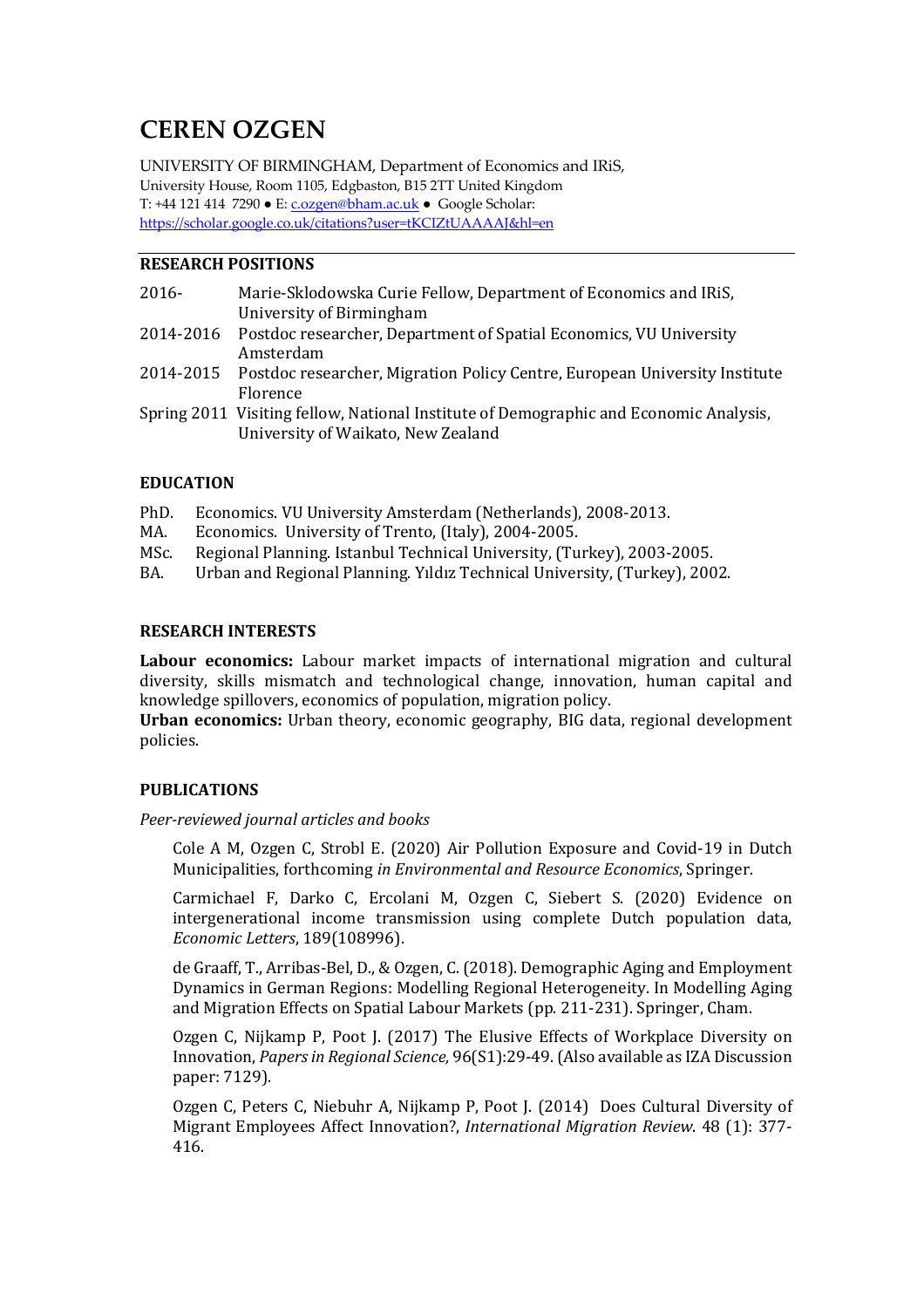# CEREN OZGEN

UNIVERSITY OF BIRMINGHAM, Department of Economics and IRiS,
University House, Room 1105, Edgbaston, B15 2TT United Kingdom
T: +44 121 414 7290 ● E: c.ozgen@bham.ac.uk ● Google Scholar:
https://scholar.google.co.uk/citations?user=tKCIZtUAAAAJ&hl=en

## RESEARCH POSITIONS

2016- Marie-Sklodowska Curie Fellow, Department of Economics and IRiS, University of Birmingham

2014-2016 Postdoc researcher, Department of Spatial Economics, VU University Amsterdam

2014-2015 Postdoc researcher, Migration Policy Centre, European University Institute Florence

Spring 2011 Visiting fellow, National Institute of Demographic and Economic Analysis, University of Waikato, New Zealand

## EDUCATION

PhD. Economics. VU University Amsterdam (Netherlands), 2008-2013.
MA. Economics. University of Trento, (Italy), 2004-2005.
MSc. Regional Planning. Istanbul Technical University, (Turkey), 2003-2005.
BA. Urban and Regional Planning. Yıldız Technical University, (Turkey), 2002.

## RESEARCH INTERESTS

**Labour economics:** Labour market impacts of international migration and cultural diversity, skills mismatch and technological change, innovation, human capital and knowledge spillovers, economics of population, migration policy.
**Urban economics:** Urban theory, economic geography, BIG data, regional development policies.

## PUBLICATIONS

*Peer-reviewed journal articles and books*

Cole A M, Ozgen C, Strobl E. (2020) Air Pollution Exposure and Covid-19 in Dutch Municipalities, forthcoming *in Environmental and Resource Economics*, Springer.

Carmichael F, Darko C, Ercolani M, Ozgen C, Siebert S. (2020) Evidence on intergenerational income transmission using complete Dutch population data, *Economic Letters*, 189(108996).

de Graaff, T., Arribas-Bel, D., & Ozgen, C. (2018). Demographic Aging and Employment Dynamics in German Regions: Modelling Regional Heterogeneity. In Modelling Aging and Migration Effects on Spatial Labour Markets (pp. 211-231). Springer, Cham.

Ozgen C, Nijkamp P, Poot J. (2017) The Elusive Effects of Workplace Diversity on Innovation, *Papers in Regional Science,* 96(S1):29-49. (Also available as IZA Discussion paper: 7129).

Ozgen C, Peters C, Niebuhr A, Nijkamp P, Poot J. (2014) Does Cultural Diversity of Migrant Employees Affect Innovation?, *International Migration Review*. 48 (1): 377-416.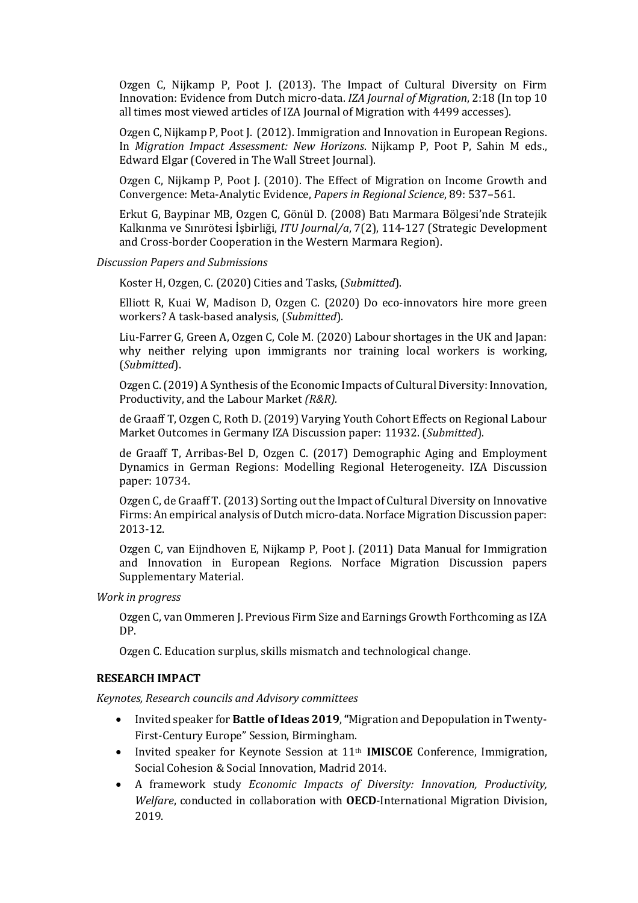Ozgen C, Nijkamp P, Poot J. (2013). The Impact of Cultural Diversity on Firm Innovation: Evidence from Dutch micro-data. *IZA Journal of Migration*, 2:18 (In top 10 all times most viewed articles of IZA Journal of Migration with 4499 accesses).

Ozgen C, Nijkamp P, Poot J. (2012). Immigration and Innovation in European Regions. In *Migration Impact Assessment: New Horizons*. Nijkamp P, Poot P, Sahin M eds., Edward Elgar (Covered in The Wall Street Journal).

Ozgen C, Nijkamp P, Poot J. (2010). The Effect of Migration on Income Growth and Convergence: Meta-Analytic Evidence, *Papers in Regional Science*, 89: 537–561.

Erkut G, Baypinar MB, Ozgen C, Gönül D. (2008) Batı Marmara Bölgesi'nde Stratejik Kalkınma ve Sınırötesi İşbirliği, *ITU Journal/a*, 7(2), 114-127 (Strategic Development and Cross-border Cooperation in the Western Marmara Region).

*Discussion Papers and Submissions*

Koster H, Ozgen, C. (2020) Cities and Tasks, (*Submitted*).

Elliott R, Kuai W, Madison D, Ozgen C. (2020) Do eco-innovators hire more green workers? A task-based analysis, (*Submitted*).

Liu-Farrer G, Green A, Ozgen C, Cole M. (2020) Labour shortages in the UK and Japan: why neither relying upon immigrants nor training local workers is working, (*Submitted*).

Ozgen C. (2019) A Synthesis of the Economic Impacts of Cultural Diversity: Innovation, Productivity, and the Labour Market *(R&R).*

de Graaff T, Ozgen C, Roth D. (2019) Varying Youth Cohort Effects on Regional Labour Market Outcomes in Germany IZA Discussion paper: 11932. (*Submitted*).

de Graaff T, Arribas-Bel D, Ozgen C. (2017) Demographic Aging and Employment Dynamics in German Regions: Modelling Regional Heterogeneity. IZA Discussion paper: 10734.

Ozgen C, de Graaff T. (2013) Sorting out the Impact of Cultural Diversity on Innovative Firms: An empirical analysis of Dutch micro-data. Norface Migration Discussion paper: 2013-12.

Ozgen C, van Eijndhoven E, Nijkamp P, Poot J. (2011) Data Manual for Immigration and Innovation in European Regions. Norface Migration Discussion papers Supplementary Material.

*Work in progress*

Ozgen C, van Ommeren J. Previous Firm Size and Earnings Growth Forthcoming as IZA DP.

Ozgen C. Education surplus, skills mismatch and technological change.

**RESEARCH IMPACT**

*Keynotes, Research councils and Advisory committees*

- Invited speaker for **Battle of Ideas 2019**, **"**Migration and Depopulation in Twenty-First-Century Europe" Session, Birmingham.
- Invited speaker for Keynote Session at 11th **IMISCOE** Conference, Immigration, Social Cohesion & Social Innovation, Madrid 2014.
- A framework study *Economic Impacts of Diversity: Innovation, Productivity, Welfare*, conducted in collaboration with **OECD**-International Migration Division, 2019.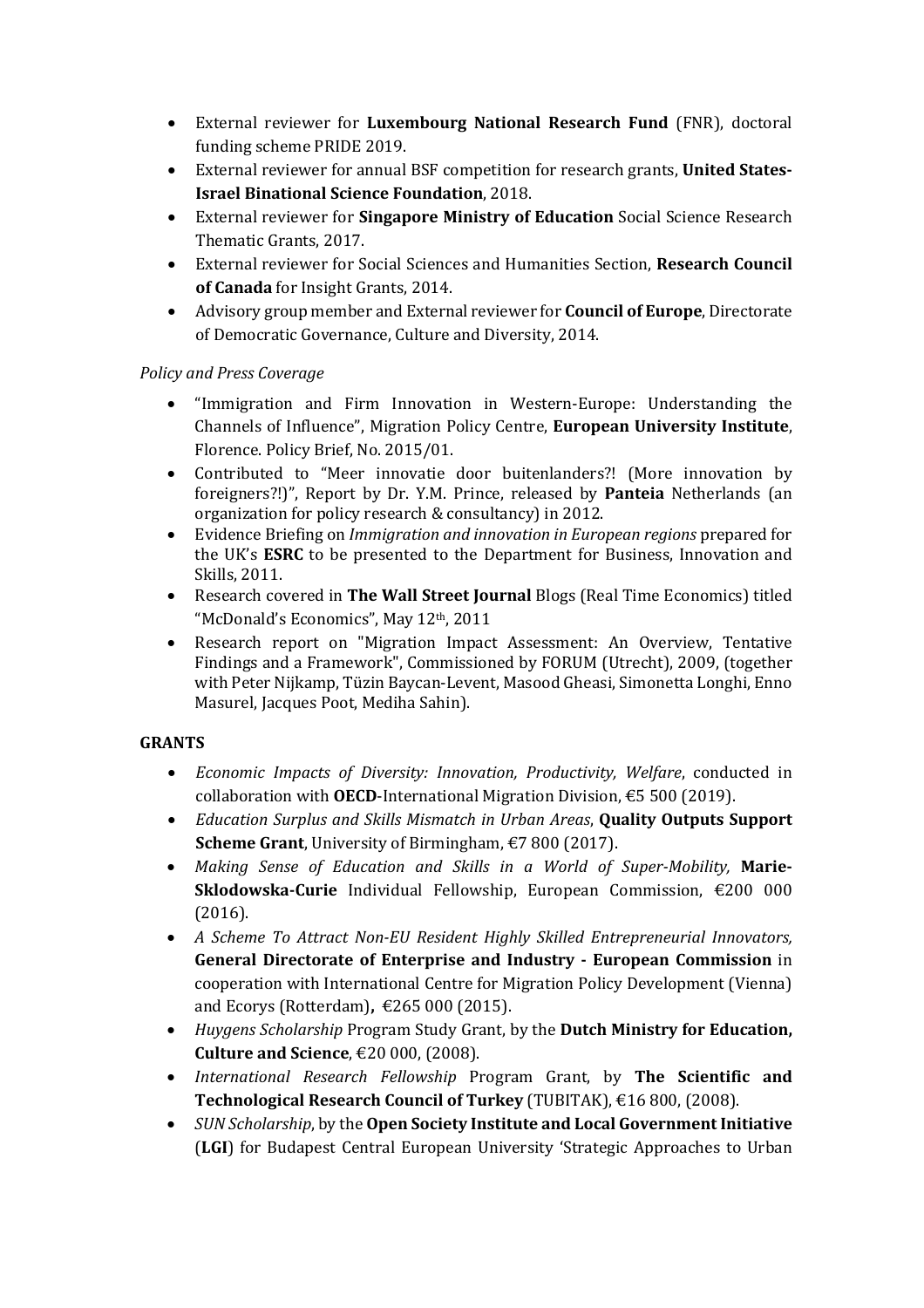- External reviewer for **Luxembourg National Research Fund** (FNR), doctoral funding scheme PRIDE 2019.
- External reviewer for annual BSF competition for research grants, **United States-Israel Binational Science Foundation**, 2018.
- External reviewer for **Singapore Ministry of Education** Social Science Research Thematic Grants, 2017.
- External reviewer for Social Sciences and Humanities Section, **Research Council of Canada** for Insight Grants, 2014.
- Advisory group member and External reviewer for **Council of Europe**, Directorate of Democratic Governance, Culture and Diversity, 2014.

*Policy and Press Coverage*

- "Immigration and Firm Innovation in Western-Europe: Understanding the Channels of Influence", Migration Policy Centre, **European University Institute**, Florence. Policy Brief, No. 2015/01.
- Contributed to "Meer innovatie door buitenlanders?! (More innovation by foreigners?!)", Report by Dr. Y.M. Prince, released by **Panteia** Netherlands (an organization for policy research & consultancy) in 2012.
- Evidence Briefing on *Immigration and innovation in European regions* prepared for the UK's **ESRC** to be presented to the Department for Business, Innovation and Skills, 2011.
- Research covered in **The Wall Street Journal** Blogs (Real Time Economics) titled "McDonald's Economics", May 12th, 2011
- Research report on "Migration Impact Assessment: An Overview, Tentative Findings and a Framework", Commissioned by FORUM (Utrecht), 2009, (together with Peter Nijkamp, Tüzin Baycan-Levent, Masood Gheasi, Simonetta Longhi, Enno Masurel, Jacques Poot, Mediha Sahin).

**GRANTS**

- *Economic Impacts of Diversity: Innovation, Productivity, Welfare*, conducted in collaboration with **OECD**-International Migration Division, €5 500 (2019).
- *Education Surplus and Skills Mismatch in Urban Areas*, **Quality Outputs Support Scheme Grant**, University of Birmingham, €7 800 (2017).
- *Making Sense of Education and Skills in a World of Super-Mobility,* **Marie-Sklodowska-Curie** Individual Fellowship, European Commission, €200 000 (2016).
- *A Scheme To Attract Non-EU Resident Highly Skilled Entrepreneurial Innovators,* **General Directorate of Enterprise and Industry - European Commission** in cooperation with International Centre for Migration Policy Development (Vienna) and Ecorys (Rotterdam)**,** €265 000 (2015).
- *Huygens Scholarship* Program Study Grant, by the **Dutch Ministry for Education, Culture and Science**, €20 000, (2008).
- *International Research Fellowship* Program Grant, by **The Scientific and Technological Research Council of Turkey** (TUBITAK), €16 800, (2008).
- *SUN Scholarship*, by the **Open Society Institute and Local Government Initiative** (**LGI**) for Budapest Central European University 'Strategic Approaches to Urban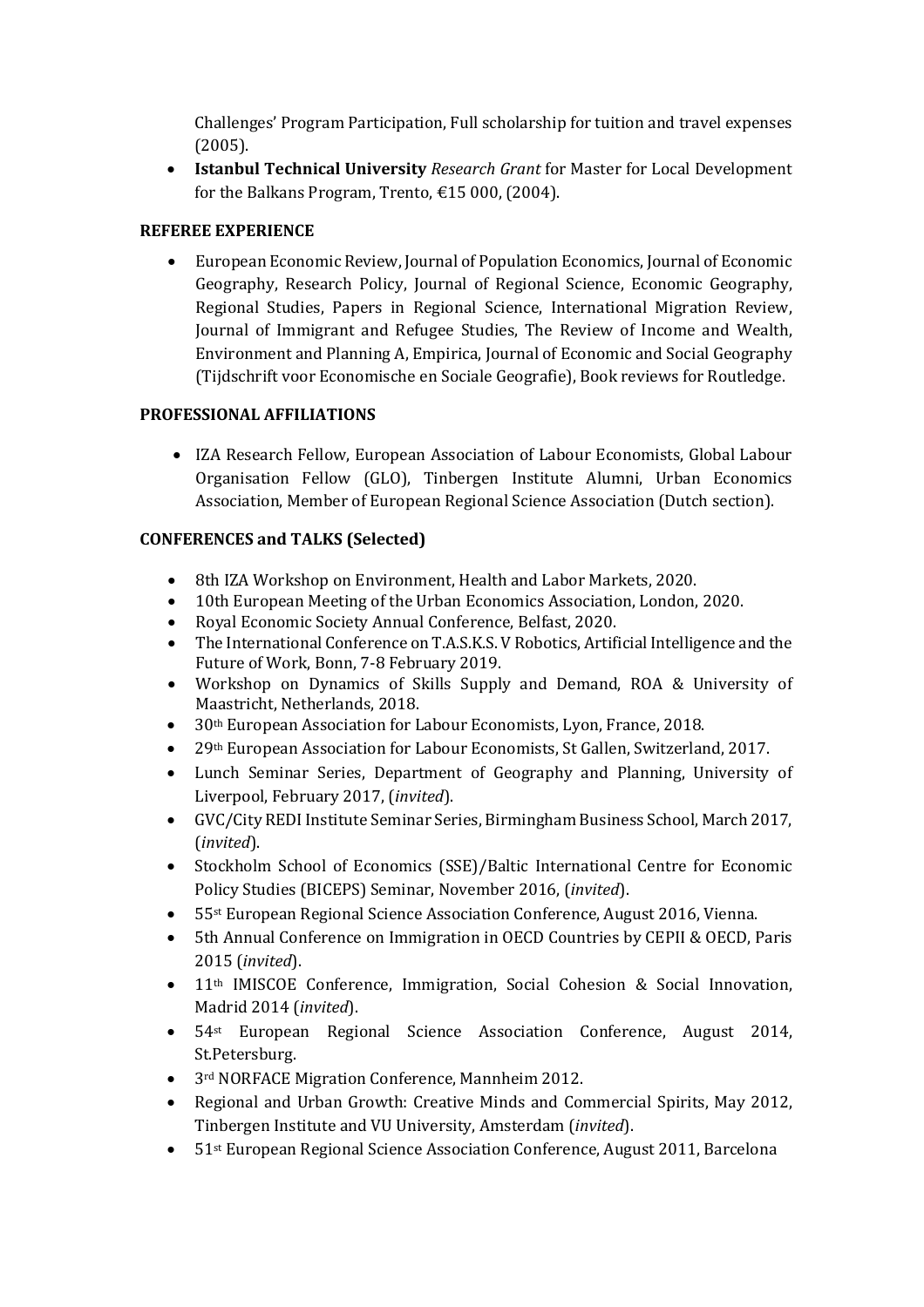Challenges' Program Participation, Full scholarship for tuition and travel expenses (2005).

- **Istanbul Technical University** *Research Grant* for Master for Local Development for the Balkans Program, Trento, €15 000, (2004).

**REFEREE EXPERIENCE**

- European Economic Review, Journal of Population Economics, Journal of Economic Geography, Research Policy, Journal of Regional Science, Economic Geography, Regional Studies, Papers in Regional Science, International Migration Review, Journal of Immigrant and Refugee Studies, The Review of Income and Wealth, Environment and Planning A, Empirica, Journal of Economic and Social Geography (Tijdschrift voor Economische en Sociale Geografie), Book reviews for Routledge.

**PROFESSIONAL AFFILIATIONS**

- IZA Research Fellow, European Association of Labour Economists, Global Labour Organisation Fellow (GLO), Tinbergen Institute Alumni, Urban Economics Association, Member of European Regional Science Association (Dutch section).

**CONFERENCES and TALKS (Selected)**

- 8th IZA Workshop on Environment, Health and Labor Markets, 2020.
- 10th European Meeting of the Urban Economics Association, London, 2020.
- Royal Economic Society Annual Conference, Belfast, 2020.
- The International Conference on T.A.S.K.S. V Robotics, Artificial Intelligence and the Future of Work, Bonn, 7-8 February 2019.
- Workshop on Dynamics of Skills Supply and Demand, ROA & University of Maastricht, Netherlands, 2018.
- 30th European Association for Labour Economists, Lyon, France, 2018.
- 29th European Association for Labour Economists, St Gallen, Switzerland, 2017.
- Lunch Seminar Series, Department of Geography and Planning, University of Liverpool, February 2017, (*invited*).
- GVC/City REDI Institute Seminar Series, Birmingham Business School, March 2017, (*invited*).
- Stockholm School of Economics (SSE)/Baltic International Centre for Economic Policy Studies (BICEPS) Seminar, November 2016, (*invited*).
- 55st European Regional Science Association Conference, August 2016, Vienna.
- 5th Annual Conference on Immigration in OECD Countries by CEPII & OECD, Paris 2015 (*invited*).
- 11th IMISCOE Conference, Immigration, Social Cohesion & Social Innovation, Madrid 2014 (*invited*).
- 54st European Regional Science Association Conference, August 2014, St.Petersburg.
- 3rd NORFACE Migration Conference, Mannheim 2012.
- Regional and Urban Growth: Creative Minds and Commercial Spirits, May 2012, Tinbergen Institute and VU University, Amsterdam (*invited*).
- 51st European Regional Science Association Conference, August 2011, Barcelona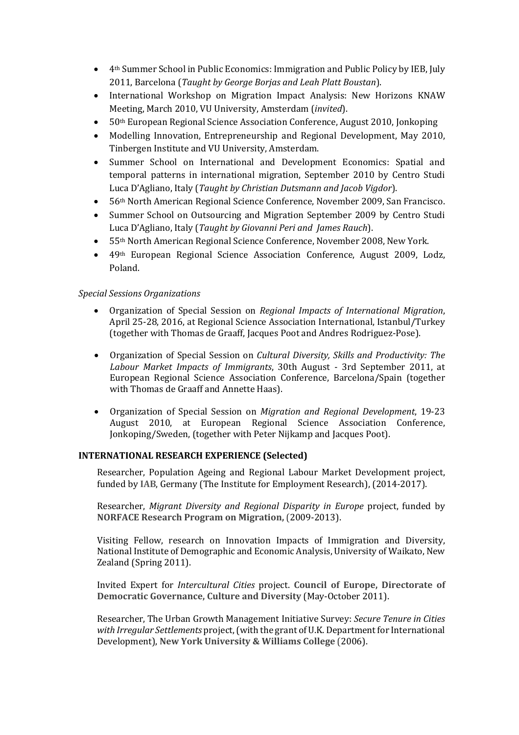- 4th Summer School in Public Economics: Immigration and Public Policy by IEB, July 2011, Barcelona (*Taught by George Borjas and Leah Platt Boustan*).
- International Workshop on Migration Impact Analysis: New Horizons KNAW Meeting, March 2010, VU University, Amsterdam (*invited*).
- 50th European Regional Science Association Conference, August 2010, Jonkoping
- Modelling Innovation, Entrepreneurship and Regional Development, May 2010, Tinbergen Institute and VU University, Amsterdam.
- Summer School on International and Development Economics: Spatial and temporal patterns in international migration, September 2010 by Centro Studi Luca D'Agliano, Italy (*Taught by Christian Dutsmann and Jacob Vigdor*).
- 56th North American Regional Science Conference, November 2009, San Francisco.
- Summer School on Outsourcing and Migration September 2009 by Centro Studi Luca D'Agliano, Italy (*Taught by Giovanni Peri and James Rauch*).
- 55th North American Regional Science Conference, November 2008, New York.
- 49th European Regional Science Association Conference, August 2009, Lodz, Poland.

*Special Sessions Organizations*

- Organization of Special Session on *Regional Impacts of International Migration*, April 25-28, 2016, at Regional Science Association International, Istanbul/Turkey (together with Thomas de Graaff, Jacques Poot and Andres Rodriguez-Pose).

- Organization of Special Session on *Cultural Diversity, Skills and Productivity: The Labour Market Impacts of Immigrants*, 30th August - 3rd September 2011, at European Regional Science Association Conference, Barcelona/Spain (together with Thomas de Graaff and Annette Haas).

- Organization of Special Session on *Migration and Regional Development*, 19-23 August 2010, at European Regional Science Association Conference, Jonkoping/Sweden, (together with Peter Nijkamp and Jacques Poot).

**INTERNATIONAL RESEARCH EXPERIENCE (Selected)**

Researcher, Population Ageing and Regional Labour Market Development project, funded by **IAB**, Germany (The Institute for Employment Research), (2014-2017).

Researcher, *Migrant Diversity and Regional Disparity in Europe* project, funded by **NORFACE Research Program on Migration,** (2009-2013).

Visiting Fellow, research on Innovation Impacts of Immigration and Diversity, National Institute of Demographic and Economic Analysis, University of Waikato, New Zealand (Spring 2011).

Invited Expert for *Intercultural Cities* project. **Council of Europe, Directorate of Democratic Governance, Culture and Diversity** (May-October 2011).

Researcher, The Urban Growth Management Initiative Survey: *Secure Tenure in Cities with Irregular Settlements* project, (with the grant of U.K. Department for International Development), **New York University & Williams College** (2006).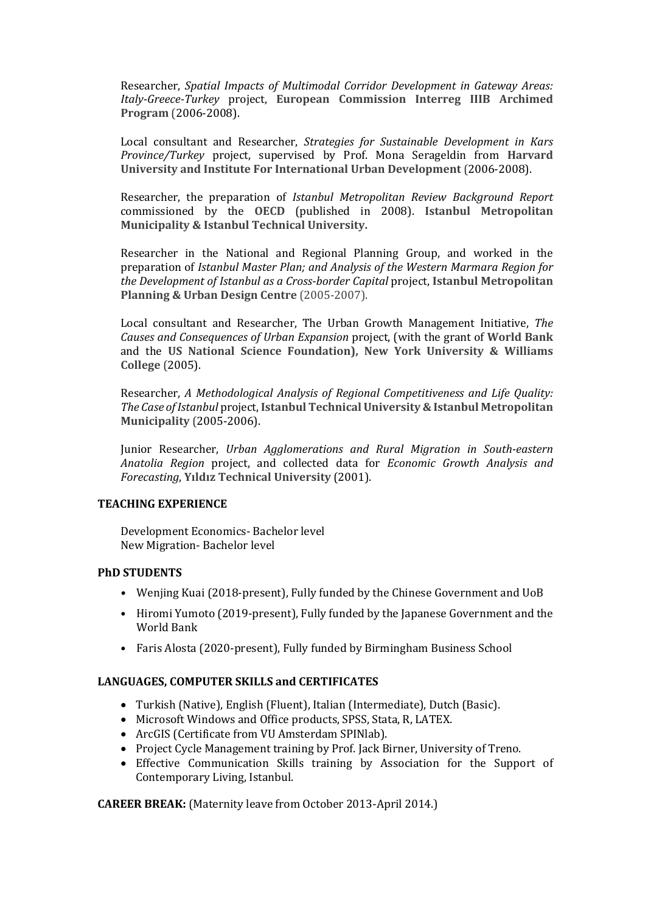Researcher, *Spatial Impacts of Multimodal Corridor Development in Gateway Areas: Italy-Greece-Turkey* project, **European Commission Interreg IIIB Archimed Program** (2006-2008).

Local consultant and Researcher, *Strategies for Sustainable Development in Kars Province/Turkey* project, supervised by Prof. Mona Serageldin from **Harvard University and Institute For International Urban Development** (2006-2008).

Researcher, the preparation of *Istanbul Metropolitan Review Background Report* commissioned by the **OECD** (published in 2008). **Istanbul Metropolitan Municipality & Istanbul Technical University.**

Researcher in the National and Regional Planning Group, and worked in the preparation of *Istanbul Master Plan; and Analysis of the Western Marmara Region for the Development of Istanbul as a Cross-border Capital* project, **Istanbul Metropolitan Planning & Urban Design Centre** (2005-2007).

Local consultant and Researcher, The Urban Growth Management Initiative, *The Causes and Consequences of Urban Expansion* project, (with the grant of **World Bank** and the **US National Science Foundation), New York University & Williams College** (2005).

Researcher, *A Methodological Analysis of Regional Competitiveness and Life Quality: The Case of Istanbul* project, **Istanbul Technical University & Istanbul Metropolitan Municipality** (2005-2006).

Junior Researcher, *Urban Agglomerations and Rural Migration in South-eastern Anatolia Region* project, and collected data for *Economic Growth Analysis and Forecasting*, **Yıldız Technical University** (2001).

**TEACHING EXPERIENCE**

Development Economics- Bachelor level
New Migration- Bachelor level

**PhD STUDENTS**

- Wenjing Kuai (2018-present), Fully funded by the Chinese Government and UoB
- Hiromi Yumoto (2019-present), Fully funded by the Japanese Government and the World Bank
- Faris Alosta (2020-present), Fully funded by Birmingham Business School

**LANGUAGES, COMPUTER SKILLS and CERTIFICATES**

- Turkish (Native), English (Fluent), Italian (Intermediate), Dutch (Basic).
- Microsoft Windows and Office products, SPSS, Stata, R, LATEX.
- ArcGIS (Certificate from VU Amsterdam SPINlab).
- Project Cycle Management training by Prof. Jack Birner, University of Treno.
- Effective Communication Skills training by Association for the Support of Contemporary Living, Istanbul.

**CAREER BREAK:** (Maternity leave from October 2013-April 2014.)